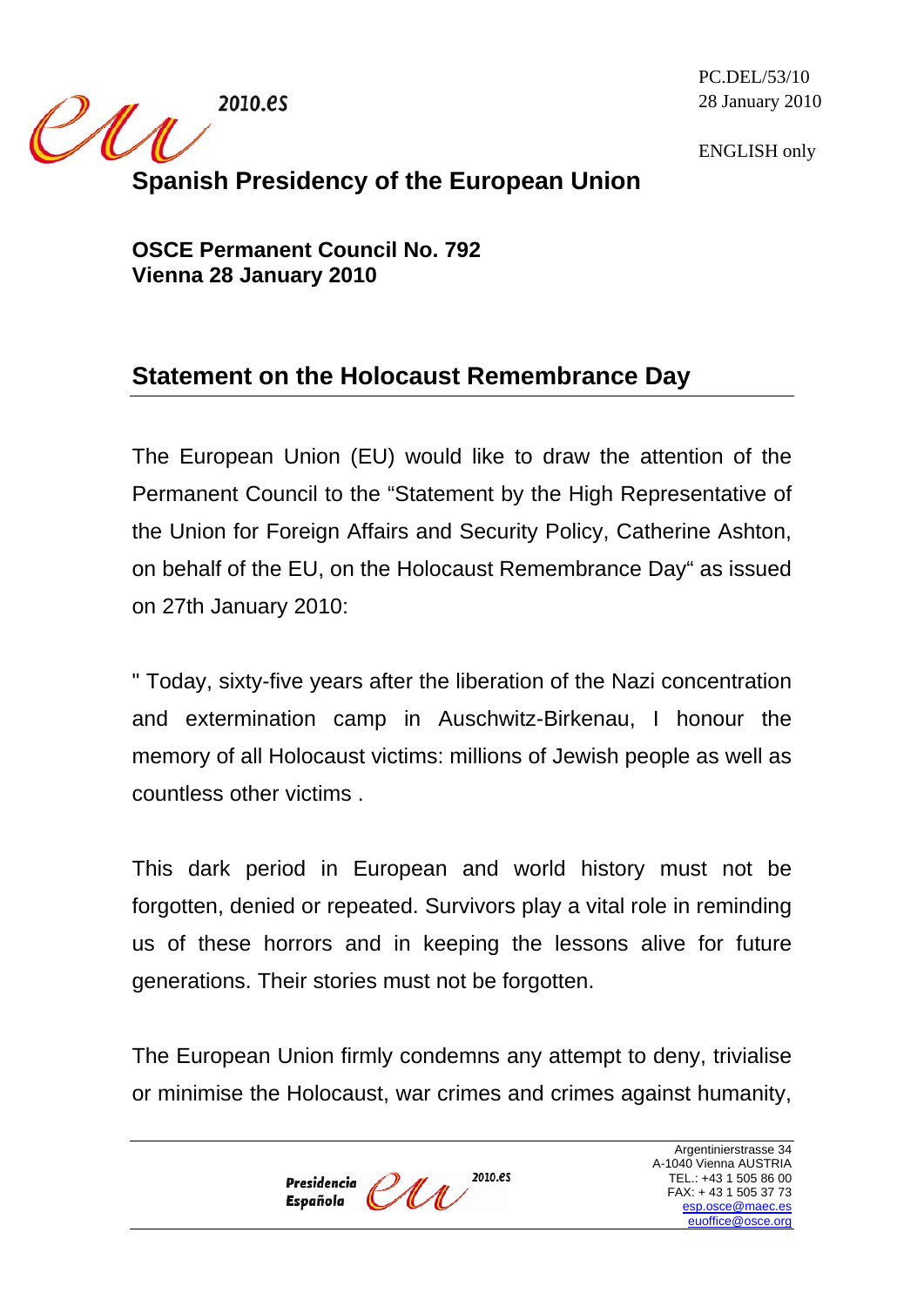PC.DEL/53/10
28 January 2010

ENGLISH only

# Spanish Presidency of the European Union

**OSCE Permanent Council No. 792**
**Vienna 28 January 2010**

## Statement on the Holocaust Remembrance Day

The European Union (EU) would like to draw the attention of the Permanent Council to the "Statement by the High Representative of the Union for Foreign Affairs and Security Policy, Catherine Ashton, on behalf of the EU, on the Holocaust Remembrance Day" as issued on 27th January 2010:

" Today, sixty-five years after the liberation of the Nazi concentration and extermination camp in Auschwitz-Birkenau, I honour the memory of all Holocaust victims: millions of Jewish people as well as countless other victims .

This dark period in European and world history must not be forgotten, denied or repeated. Survivors play a vital role in reminding us of these horrors and in keeping the lessons alive for future generations. Their stories must not be forgotten.

The European Union firmly condemns any attempt to deny, trivialise or minimise the Holocaust, war crimes and crimes against humanity,

Argentinierstrasse 34
A-1040 Vienna AUSTRIA
TEL.: +43 1 505 86 00
FAX: + 43 1 505 37 73
esp.osce@maec.es
euoffice@osce.org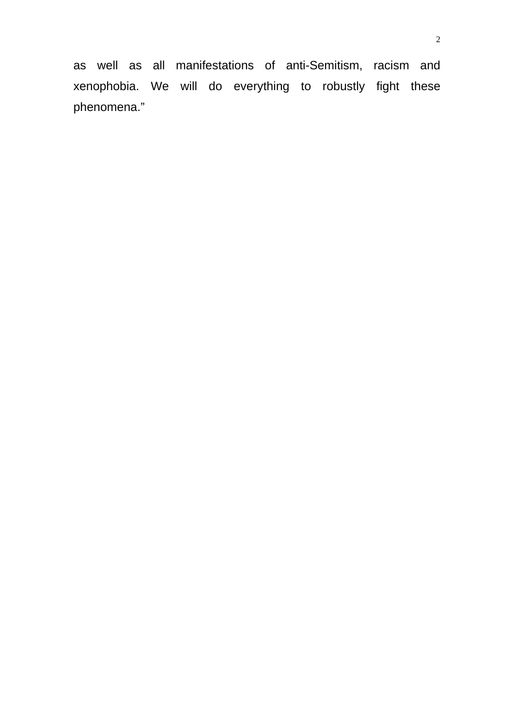as well as all manifestations of anti-Semitism, racism and xenophobia. We will do everything to robustly fight these phenomena.”